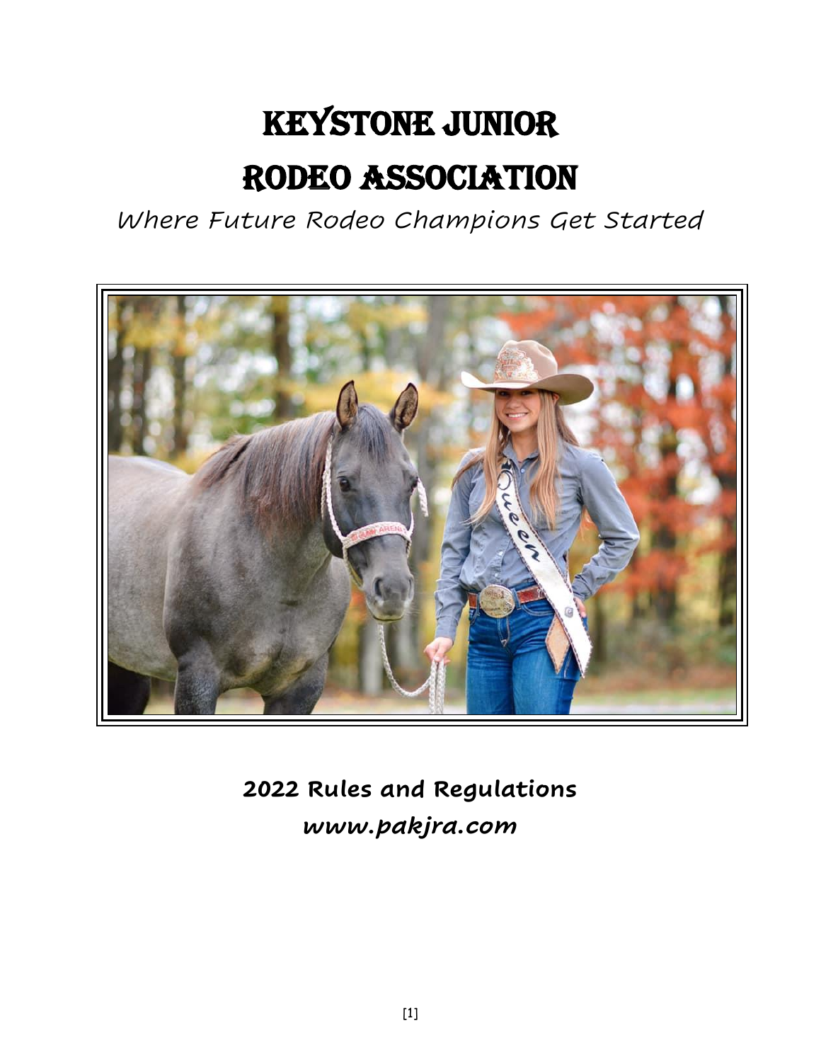# Keystone Junior Rodeo Association

*Where Future Rodeo Champions Get Started*

**2022 Rules and Regulations**

***www.pakjra.com***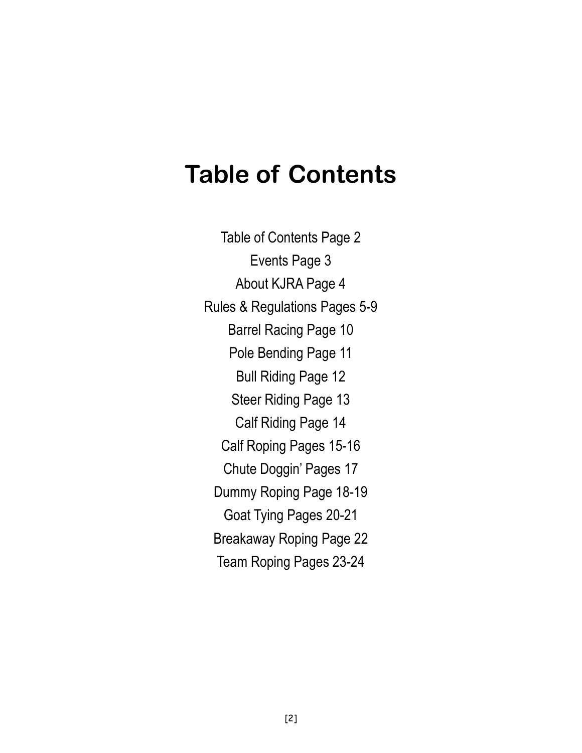# Table of Contents

Table of Contents Page 2

Events Page 3

About KJRA Page 4

Rules & Regulations Pages 5-9

Barrel Racing Page 10

Pole Bending Page 11

Bull Riding Page 12

Steer Riding Page 13

Calf Riding Page 14

Calf Roping Pages 15-16

Chute Doggin' Pages 17

Dummy Roping Page 18-19

Goat Tying Pages 20-21

Breakaway Roping Page 22

Team Roping Pages 23-24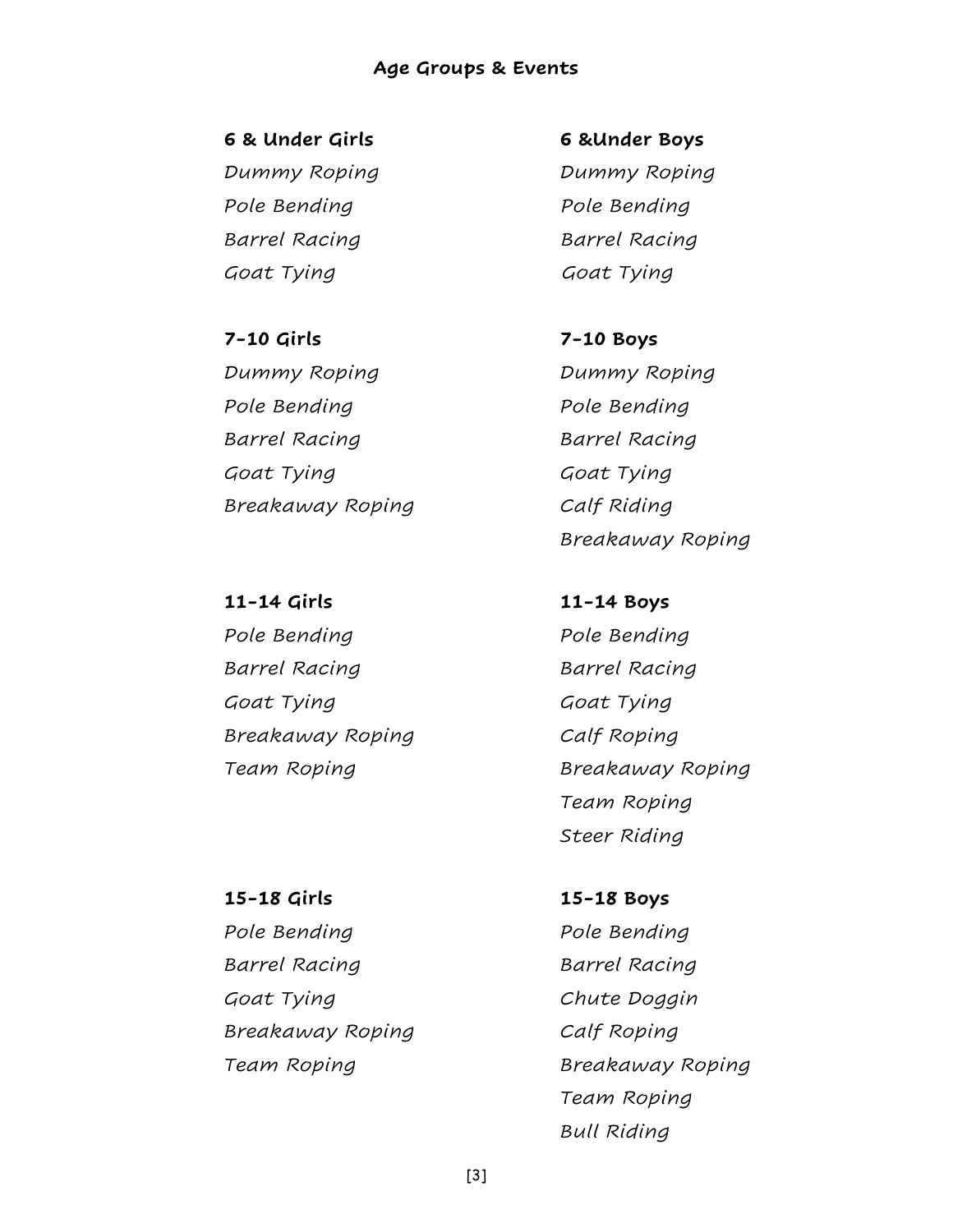## Age Groups & Events

### 6 & Under Girls

*Dummy Roping*
*Pole Bending*
*Barrel Racing*
*Goat Tying*

### 6 &Under Boys

*Dummy Roping*
*Pole Bending*
*Barrel Racing*
*Goat Tying*

### 7-10 Girls

*Dummy Roping*
*Pole Bending*
*Barrel Racing*
*Goat Tying*
*Breakaway Roping*

### 7-10 Boys

*Dummy Roping*
*Pole Bending*
*Barrel Racing*
*Goat Tying*
*Calf Riding*
*Breakaway Roping*

### 11-14 Girls

*Pole Bending*
*Barrel Racing*
*Goat Tying*
*Breakaway Roping*
*Team Roping*

### 11-14 Boys

*Pole Bending*
*Barrel Racing*
*Goat Tying*
*Calf Roping*
*Breakaway Roping*
*Team Roping*
*Steer Riding*

### 15-18 Girls

*Pole Bending*
*Barrel Racing*
*Goat Tying*
*Breakaway Roping*
*Team Roping*

### 15-18 Boys

*Pole Bending*
*Barrel Racing*
*Chute Doggin*
*Calf Roping*
*Breakaway Roping*
*Team Roping*
*Bull Riding*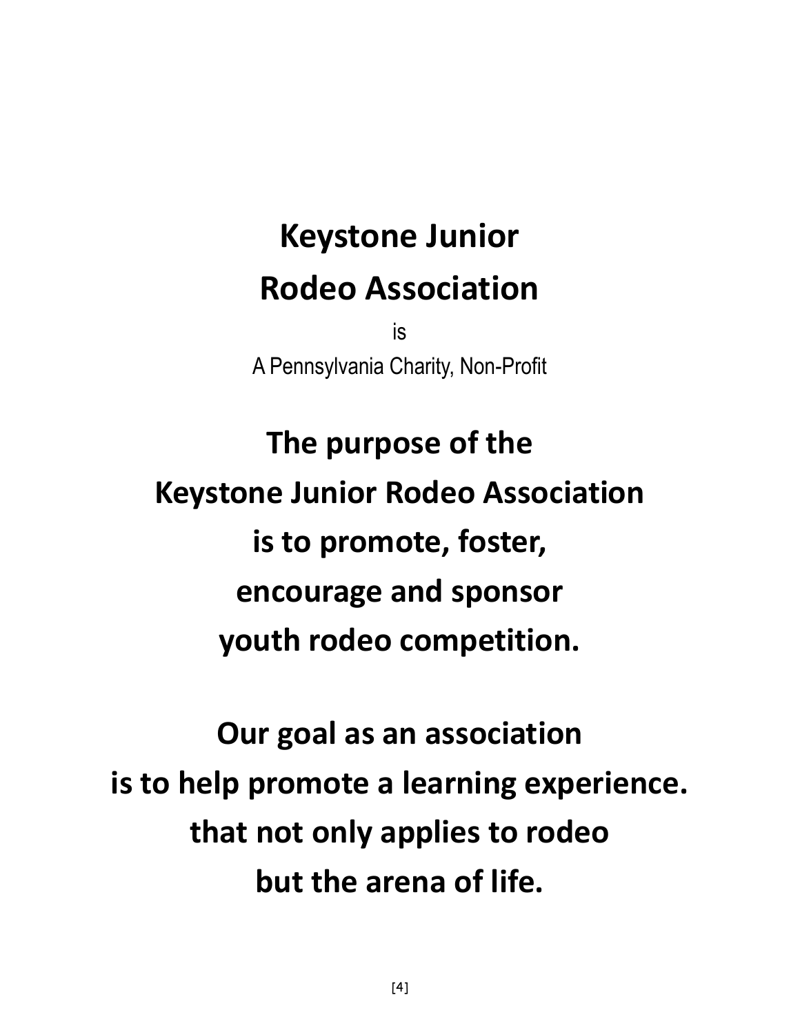# Keystone Junior Rodeo Association

is

A Pennsylvania Charity, Non-Profit

**The purpose of the Keystone Junior Rodeo Association is to promote, foster, encourage and sponsor youth rodeo competition.**

**Our goal as an association is to help promote a learning experience. that not only applies to rodeo but the arena of life.**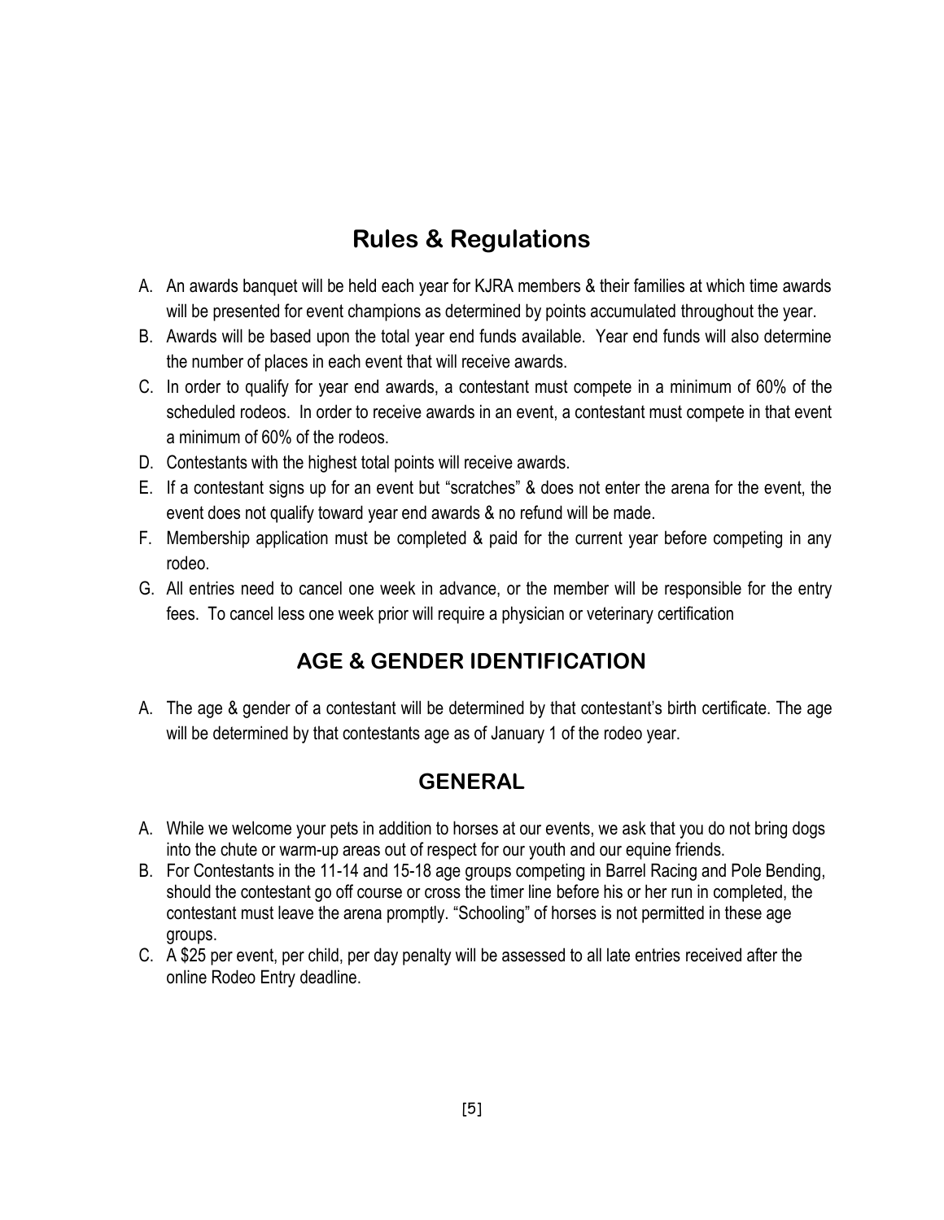## Rules & Regulations

A. An awards banquet will be held each year for KJRA members & their families at which time awards will be presented for event champions as determined by points accumulated throughout the year.

B. Awards will be based upon the total year end funds available. Year end funds will also determine the number of places in each event that will receive awards.

C. In order to qualify for year end awards, a contestant must compete in a minimum of 60% of the scheduled rodeos. In order to receive awards in an event, a contestant must compete in that event a minimum of 60% of the rodeos.

D. Contestants with the highest total points will receive awards.

E. If a contestant signs up for an event but "scratches" & does not enter the arena for the event, the event does not qualify toward year end awards & no refund will be made.

F. Membership application must be completed & paid for the current year before competing in any rodeo.

G. All entries need to cancel one week in advance, or the member will be responsible for the entry fees. To cancel less one week prior will require a physician or veterinary certification

## AGE & GENDER IDENTIFICATION

A. The age & gender of a contestant will be determined by that contestant's birth certificate. The age will be determined by that contestants age as of January 1 of the rodeo year.

## GENERAL

A. While we welcome your pets in addition to horses at our events, we ask that you do not bring dogs into the chute or warm-up areas out of respect for our youth and our equine friends.

B. For Contestants in the 11-14 and 15-18 age groups competing in Barrel Racing and Pole Bending, should the contestant go off course or cross the timer line before his or her run in completed, the contestant must leave the arena promptly. "Schooling" of horses is not permitted in these age groups.

C. A $25 per event, per child, per day penalty will be assessed to all late entries received after the online Rodeo Entry deadline.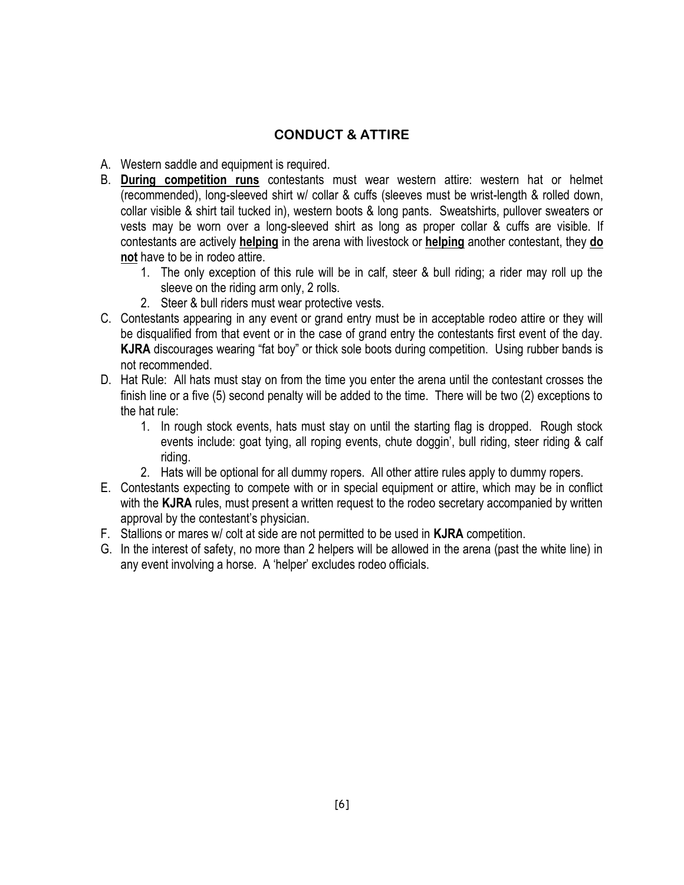## CONDUCT & ATTIRE

A. Western saddle and equipment is required.
B. **<u>During competition runs</u>** contestants must wear western attire: western hat or helmet (recommended), long-sleeved shirt w/ collar & cuffs (sleeves must be wrist-length & rolled down, collar visible & shirt tail tucked in), western boots & long pants. Sweatshirts, pullover sweaters or vests may be worn over a long-sleeved shirt as long as proper collar & cuffs are visible. If contestants are actively **<u>helping</u>** in the arena with livestock or **<u>helping</u>** another contestant, they **<u>do not</u>** have to be in rodeo attire.
    1. The only exception of this rule will be in calf, steer & bull riding; a rider may roll up the sleeve on the riding arm only, 2 rolls.
    2. Steer & bull riders must wear protective vests.
C. Contestants appearing in any event or grand entry must be in acceptable rodeo attire or they will be disqualified from that event or in the case of grand entry the contestants first event of the day. **KJRA** discourages wearing "fat boy" or thick sole boots during competition. Using rubber bands is not recommended.
D. Hat Rule: All hats must stay on from the time you enter the arena until the contestant crosses the finish line or a five (5) second penalty will be added to the time. There will be two (2) exceptions to the hat rule:
    1. In rough stock events, hats must stay on until the starting flag is dropped. Rough stock events include: goat tying, all roping events, chute doggin', bull riding, steer riding & calf riding.
    2. Hats will be optional for all dummy ropers. All other attire rules apply to dummy ropers.
E. Contestants expecting to compete with or in special equipment or attire, which may be in conflict with the **KJRA** rules, must present a written request to the rodeo secretary accompanied by written approval by the contestant's physician.
F. Stallions or mares w/ colt at side are not permitted to be used in **KJRA** competition.
G. In the interest of safety, no more than 2 helpers will be allowed in the arena (past the white line) in any event involving a horse. A 'helper' excludes rodeo officials.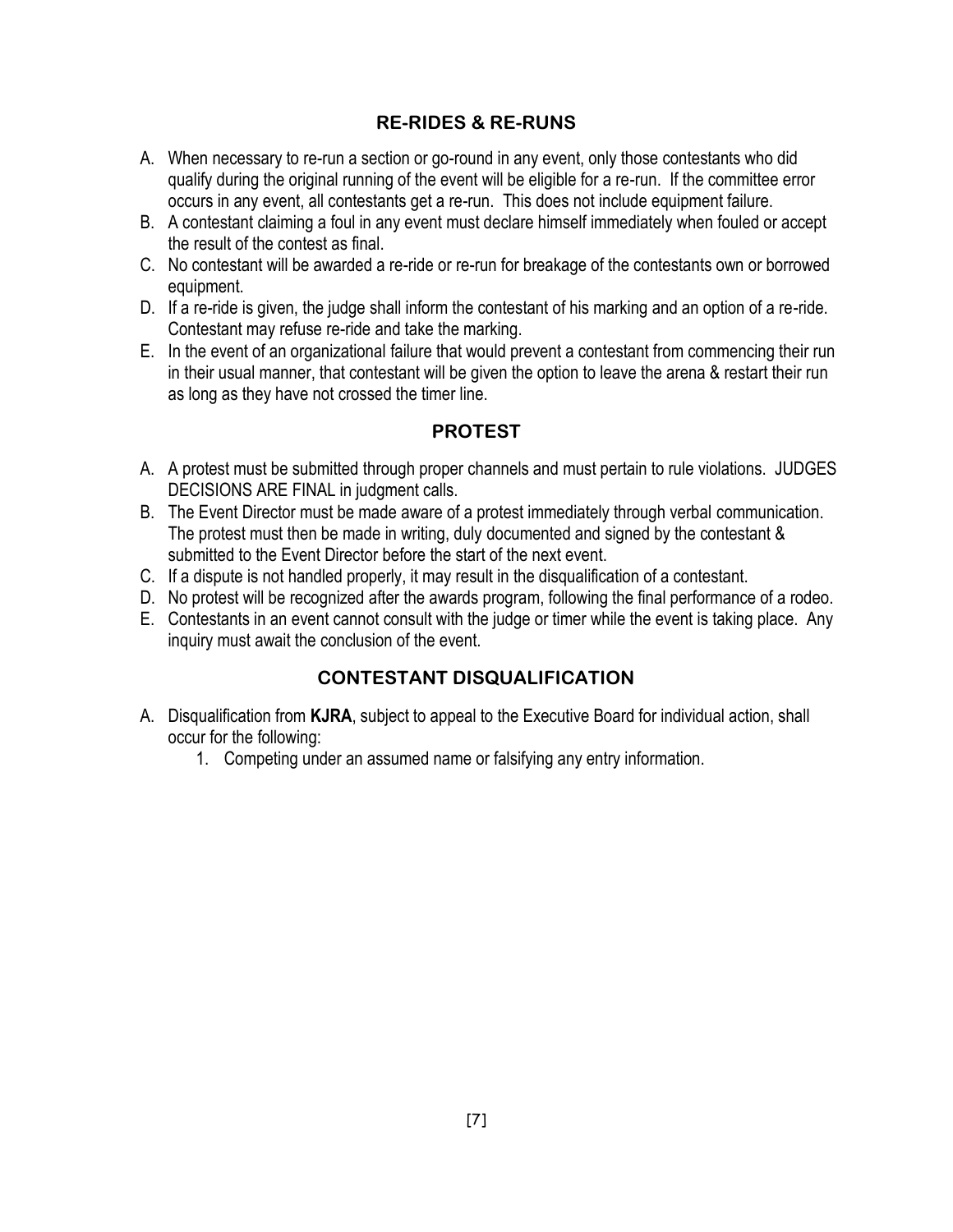## RE-RIDES & RE-RUNS

A. When necessary to re-run a section or go-round in any event, only those contestants who did qualify during the original running of the event will be eligible for a re-run. If the committee error occurs in any event, all contestants get a re-run. This does not include equipment failure.

B. A contestant claiming a foul in any event must declare himself immediately when fouled or accept the result of the contest as final.

C. No contestant will be awarded a re-ride or re-run for breakage of the contestants own or borrowed equipment.

D. If a re-ride is given, the judge shall inform the contestant of his marking and an option of a re-ride. Contestant may refuse re-ride and take the marking.

E. In the event of an organizational failure that would prevent a contestant from commencing their run in their usual manner, that contestant will be given the option to leave the arena & restart their run as long as they have not crossed the timer line.

## PROTEST

A. A protest must be submitted through proper channels and must pertain to rule violations. JUDGES DECISIONS ARE FINAL in judgment calls.

B. The Event Director must be made aware of a protest immediately through verbal communication. The protest must then be made in writing, duly documented and signed by the contestant & submitted to the Event Director before the start of the next event.

C. If a dispute is not handled properly, it may result in the disqualification of a contestant.

D. No protest will be recognized after the awards program, following the final performance of a rodeo.

E. Contestants in an event cannot consult with the judge or timer while the event is taking place. Any inquiry must await the conclusion of the event.

## CONTESTANT DISQUALIFICATION

A. Disqualification from **KJRA**, subject to appeal to the Executive Board for individual action, shall occur for the following:
   1. Competing under an assumed name or falsifying any entry information.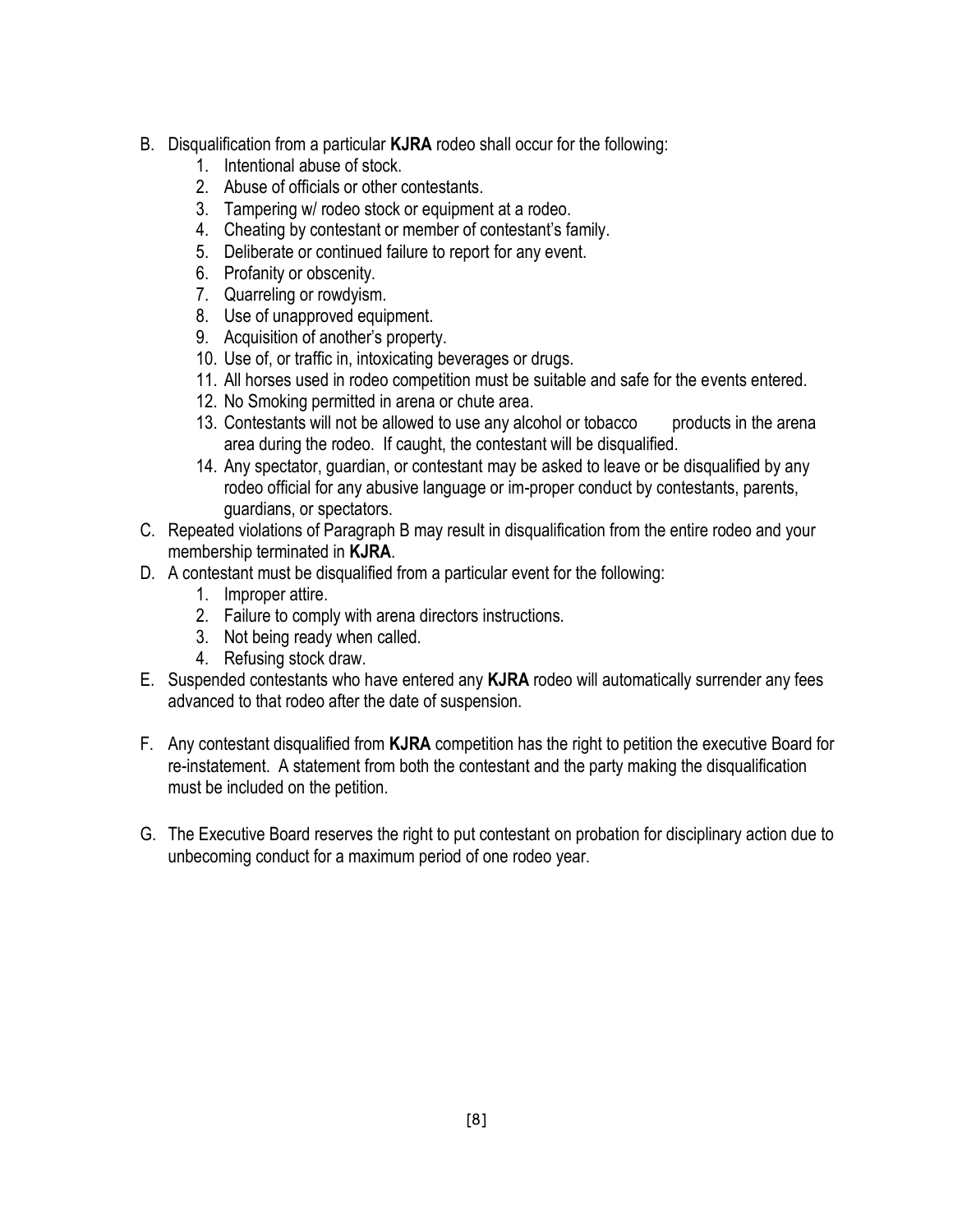B. Disqualification from a particular **KJRA** rodeo shall occur for the following:
   1. Intentional abuse of stock.
   2. Abuse of officials or other contestants.
   3. Tampering w/ rodeo stock or equipment at a rodeo.
   4. Cheating by contestant or member of contestant's family.
   5. Deliberate or continued failure to report for any event.
   6. Profanity or obscenity.
   7. Quarreling or rowdyism.
   8. Use of unapproved equipment.
   9. Acquisition of another's property.
   10. Use of, or traffic in, intoxicating beverages or drugs.
   11. All horses used in rodeo competition must be suitable and safe for the events entered.
   12. No Smoking permitted in arena or chute area.
   13. Contestants will not be allowed to use any alcohol or tobacco products in the arena area during the rodeo. If caught, the contestant will be disqualified.
   14. Any spectator, guardian, or contestant may be asked to leave or be disqualified by any rodeo official for any abusive language or im-proper conduct by contestants, parents, guardians, or spectators.

C. Repeated violations of Paragraph B may result in disqualification from the entire rodeo and your membership terminated in **KJRA**.

D. A contestant must be disqualified from a particular event for the following:
   1. Improper attire.
   2. Failure to comply with arena directors instructions.
   3. Not being ready when called.
   4. Refusing stock draw.

E. Suspended contestants who have entered any **KJRA** rodeo will automatically surrender any fees advanced to that rodeo after the date of suspension.

F. Any contestant disqualified from **KJRA** competition has the right to petition the executive Board for re-instatement. A statement from both the contestant and the party making the disqualification must be included on the petition.

G. The Executive Board reserves the right to put contestant on probation for disciplinary action due to unbecoming conduct for a maximum period of one rodeo year.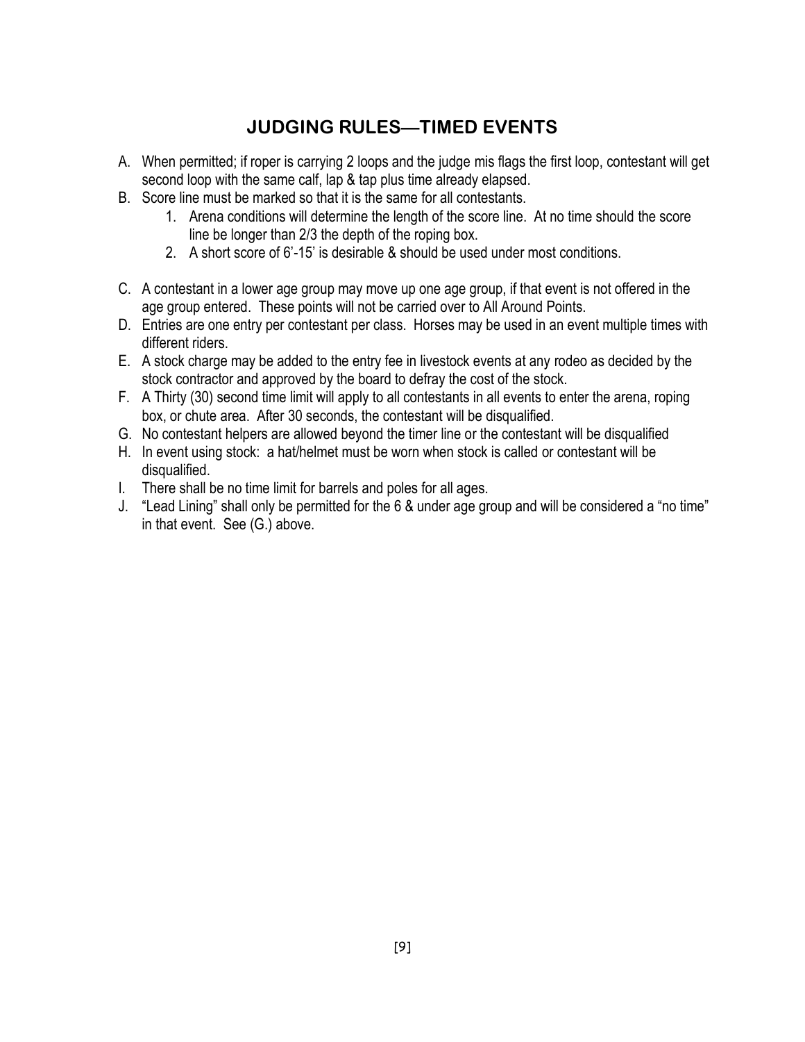# JUDGING RULES—TIMED EVENTS

A. When permitted; if roper is carrying 2 loops and the judge mis flags the first loop, contestant will get second loop with the same calf, lap & tap plus time already elapsed.

B. Score line must be marked so that it is the same for all contestants.
   1. Arena conditions will determine the length of the score line. At no time should the score line be longer than 2/3 the depth of the roping box.
   2. A short score of 6'-15' is desirable & should be used under most conditions.

C. A contestant in a lower age group may move up one age group, if that event is not offered in the age group entered. These points will not be carried over to All Around Points.

D. Entries are one entry per contestant per class. Horses may be used in an event multiple times with different riders.

E. A stock charge may be added to the entry fee in livestock events at any rodeo as decided by the stock contractor and approved by the board to defray the cost of the stock.

F. A Thirty (30) second time limit will apply to all contestants in all events to enter the arena, roping box, or chute area. After 30 seconds, the contestant will be disqualified.

G. No contestant helpers are allowed beyond the timer line or the contestant will be disqualified

H. In event using stock: a hat/helmet must be worn when stock is called or contestant will be disqualified.

I. There shall be no time limit for barrels and poles for all ages.

J. "Lead Lining" shall only be permitted for the 6 & under age group and will be considered a "no time" in that event. See (G.) above.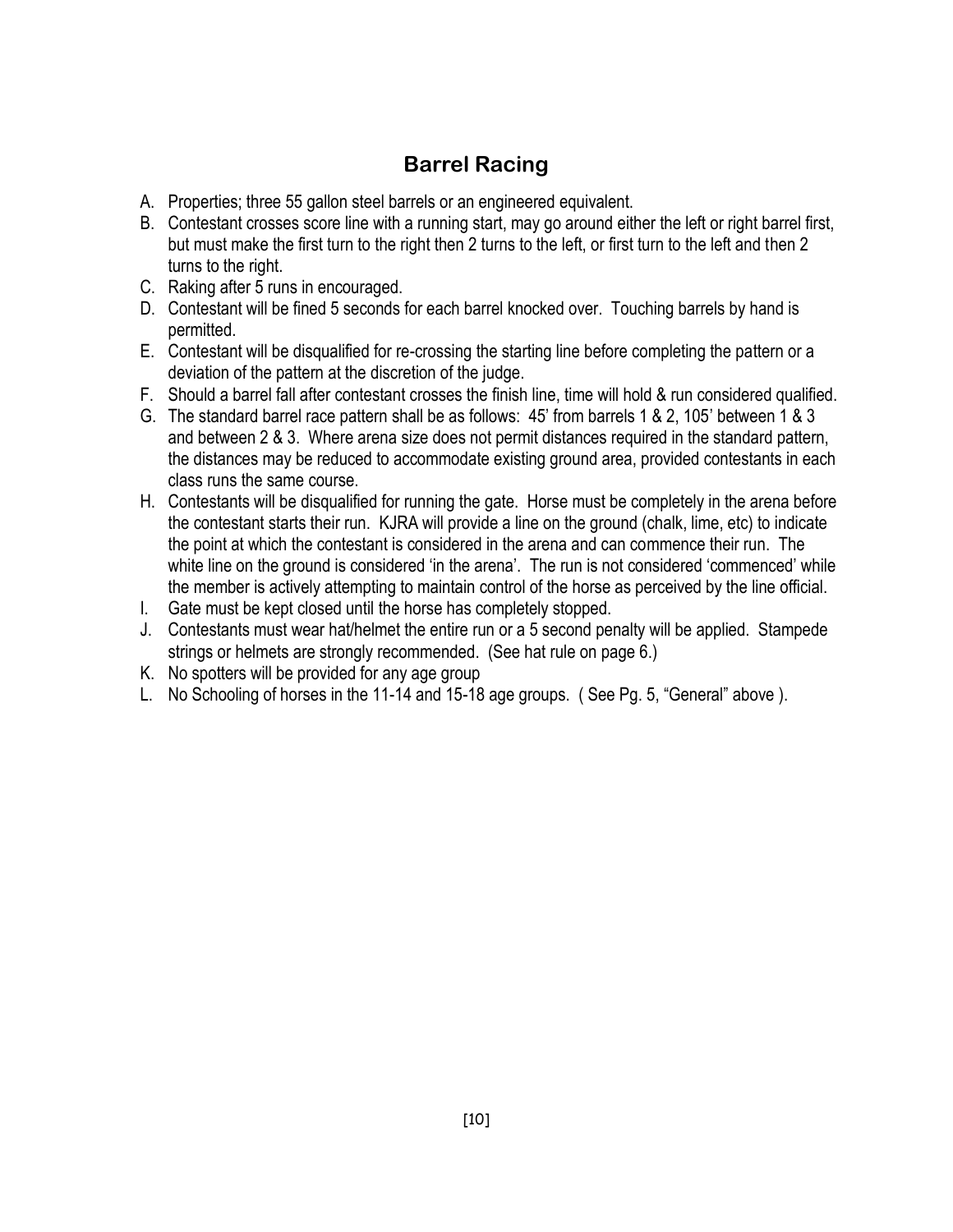## Barrel Racing

A. Properties; three 55 gallon steel barrels or an engineered equivalent.

B. Contestant crosses score line with a running start, may go around either the left or right barrel first, but must make the first turn to the right then 2 turns to the left, or first turn to the left and then 2 turns to the right.

C. Raking after 5 runs in encouraged.

D. Contestant will be fined 5 seconds for each barrel knocked over. Touching barrels by hand is permitted.

E. Contestant will be disqualified for re-crossing the starting line before completing the pattern or a deviation of the pattern at the discretion of the judge.

F. Should a barrel fall after contestant crosses the finish line, time will hold & run considered qualified.

G. The standard barrel race pattern shall be as follows: 45' from barrels 1 & 2, 105' between 1 & 3 and between 2 & 3. Where arena size does not permit distances required in the standard pattern, the distances may be reduced to accommodate existing ground area, provided contestants in each class runs the same course.

H. Contestants will be disqualified for running the gate. Horse must be completely in the arena before the contestant starts their run. KJRA will provide a line on the ground (chalk, lime, etc) to indicate the point at which the contestant is considered in the arena and can commence their run. The white line on the ground is considered 'in the arena'. The run is not considered 'commenced' while the member is actively attempting to maintain control of the horse as perceived by the line official.

I. Gate must be kept closed until the horse has completely stopped.

J. Contestants must wear hat/helmet the entire run or a 5 second penalty will be applied. Stampede strings or helmets are strongly recommended. (See hat rule on page 6.)

K. No spotters will be provided for any age group

L. No Schooling of horses in the 11-14 and 15-18 age groups. ( See Pg. 5, "General" above ).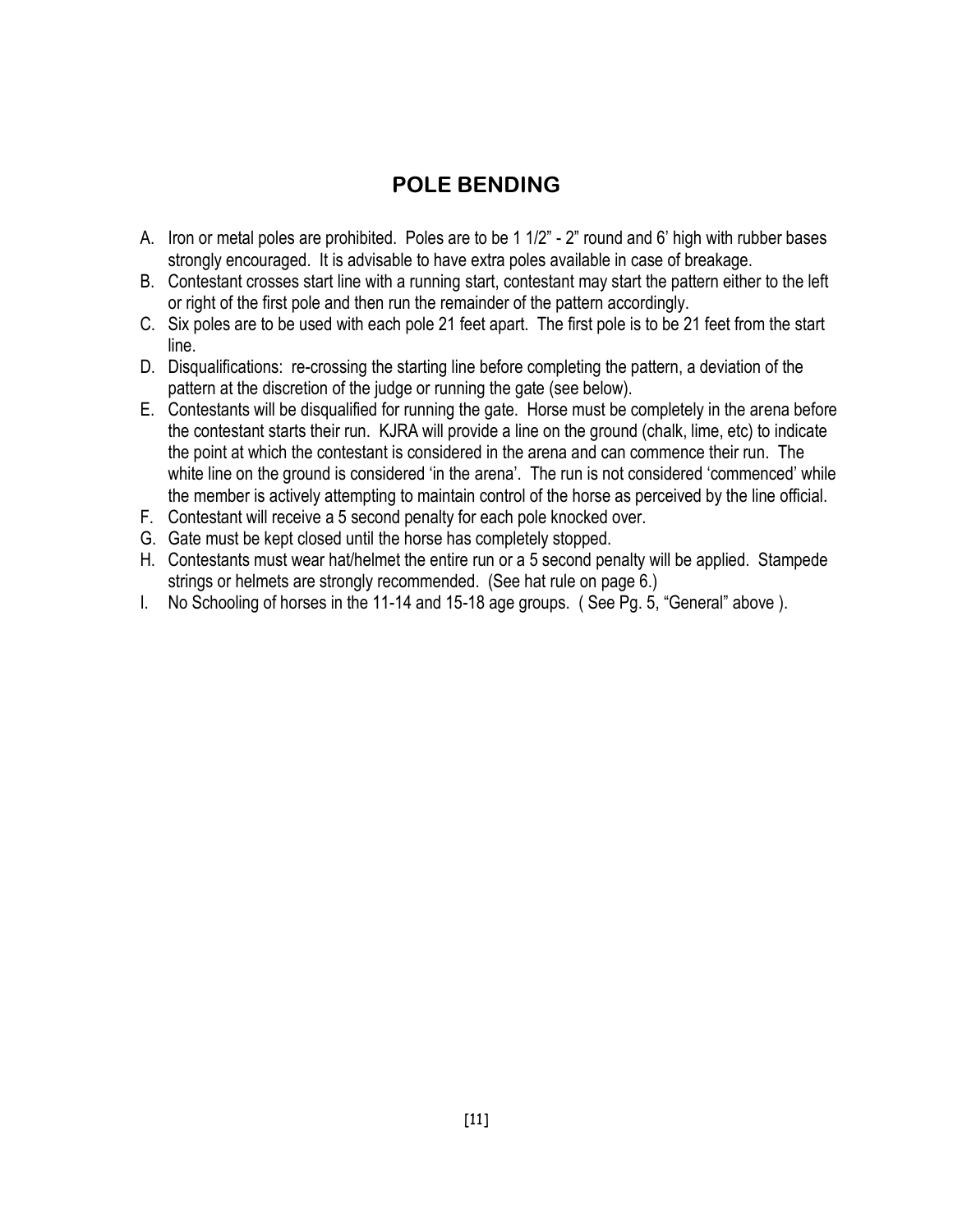## POLE BENDING

A. Iron or metal poles are prohibited. Poles are to be 1 1/2" - 2" round and 6' high with rubber bases strongly encouraged. It is advisable to have extra poles available in case of breakage.
B. Contestant crosses start line with a running start, contestant may start the pattern either to the left or right of the first pole and then run the remainder of the pattern accordingly.
C. Six poles are to be used with each pole 21 feet apart. The first pole is to be 21 feet from the start line.
D. Disqualifications: re-crossing the starting line before completing the pattern, a deviation of the pattern at the discretion of the judge or running the gate (see below).
E. Contestants will be disqualified for running the gate. Horse must be completely in the arena before the contestant starts their run. KJRA will provide a line on the ground (chalk, lime, etc) to indicate the point at which the contestant is considered in the arena and can commence their run. The white line on the ground is considered 'in the arena'. The run is not considered 'commenced' while the member is actively attempting to maintain control of the horse as perceived by the line official.
F. Contestant will receive a 5 second penalty for each pole knocked over.
G. Gate must be kept closed until the horse has completely stopped.
H. Contestants must wear hat/helmet the entire run or a 5 second penalty will be applied. Stampede strings or helmets are strongly recommended. (See hat rule on page 6.)
I. No Schooling of horses in the 11-14 and 15-18 age groups. ( See Pg. 5, "General" above ).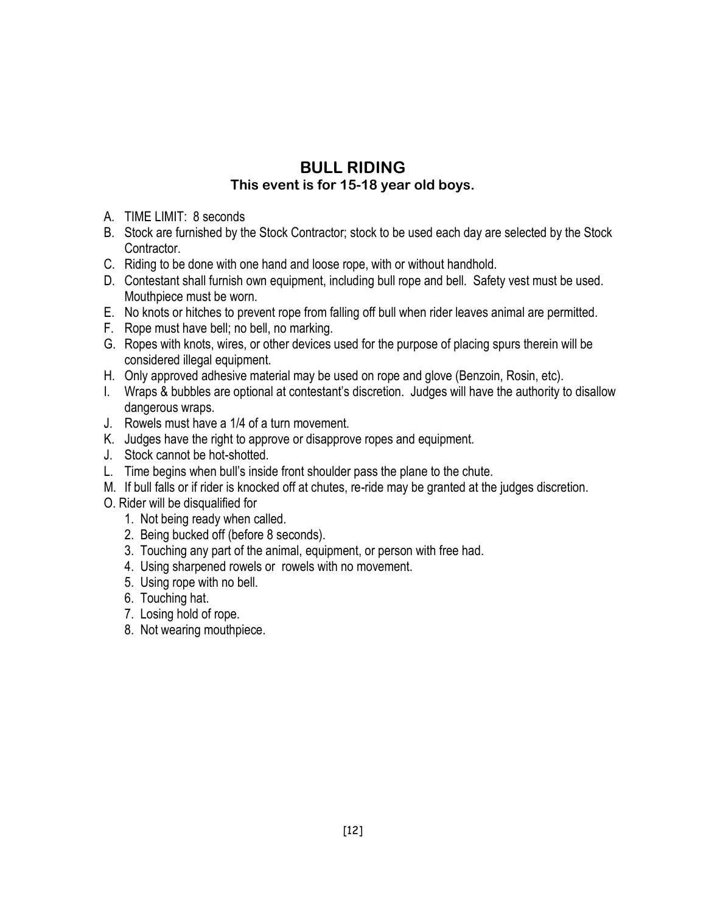# BULL RIDING

**This event is for 15-18 year old boys.**

A. TIME LIMIT: 8 seconds
B. Stock are furnished by the Stock Contractor; stock to be used each day are selected by the Stock Contractor.
C. Riding to be done with one hand and loose rope, with or without handhold.
D. Contestant shall furnish own equipment, including bull rope and bell. Safety vest must be used. Mouthpiece must be worn.
E. No knots or hitches to prevent rope from falling off bull when rider leaves animal are permitted.
F. Rope must have bell; no bell, no marking.
G. Ropes with knots, wires, or other devices used for the purpose of placing spurs therein will be considered illegal equipment.
H. Only approved adhesive material may be used on rope and glove (Benzoin, Rosin, etc).
I. Wraps & bubbles are optional at contestant's discretion. Judges will have the authority to disallow dangerous wraps.
J. Rowels must have a 1/4 of a turn movement.
K. Judges have the right to approve or disapprove ropes and equipment.
J. Stock cannot be hot-shotted.
L. Time begins when bull's inside front shoulder pass the plane to the chute.
M. If bull falls or if rider is knocked off at chutes, re-ride may be granted at the judges discretion.

O. Rider will be disqualified for

1. Not being ready when called.
2. Being bucked off (before 8 seconds).
3. Touching any part of the animal, equipment, or person with free had.
4. Using sharpened rowels or rowels with no movement.
5. Using rope with no bell.
6. Touching hat.
7. Losing hold of rope.
8. Not wearing mouthpiece.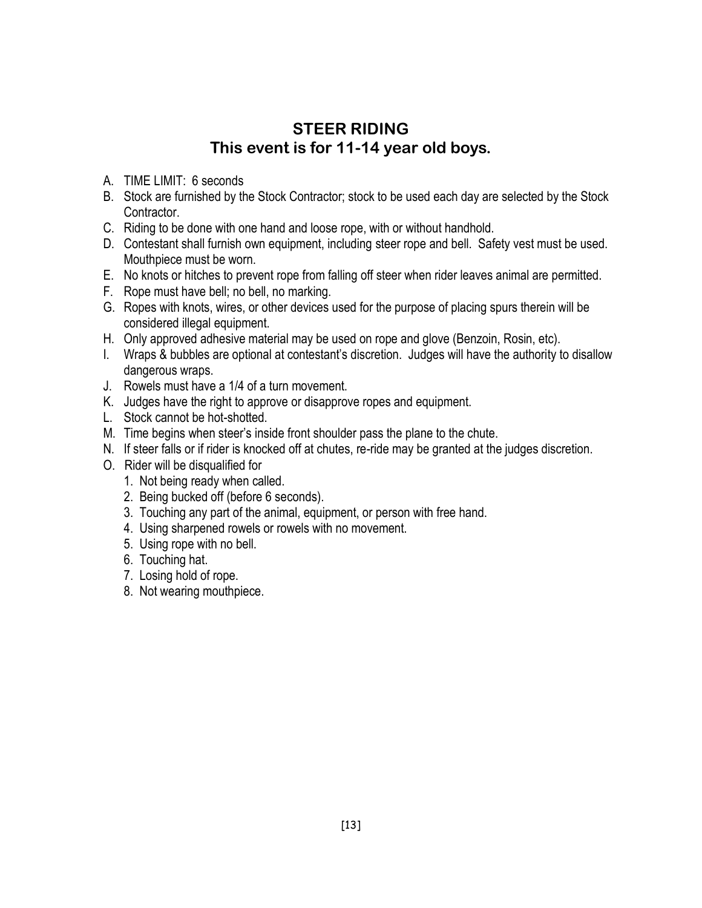## STEER RIDING
## This event is for 11-14 year old boys.

A. TIME LIMIT: 6 seconds
B. Stock are furnished by the Stock Contractor; stock to be used each day are selected by the Stock Contractor.
C. Riding to be done with one hand and loose rope, with or without handhold.
D. Contestant shall furnish own equipment, including steer rope and bell. Safety vest must be used. Mouthpiece must be worn.
E. No knots or hitches to prevent rope from falling off steer when rider leaves animal are permitted.
F. Rope must have bell; no bell, no marking.
G. Ropes with knots, wires, or other devices used for the purpose of placing spurs therein will be considered illegal equipment.
H. Only approved adhesive material may be used on rope and glove (Benzoin, Rosin, etc).
I. Wraps & bubbles are optional at contestant's discretion. Judges will have the authority to disallow dangerous wraps.
J. Rowels must have a 1/4 of a turn movement.
K. Judges have the right to approve or disapprove ropes and equipment.
L. Stock cannot be hot-shotted.
M. Time begins when steer's inside front shoulder pass the plane to the chute.
N. If steer falls or if rider is knocked off at chutes, re-ride may be granted at the judges discretion.
O. Rider will be disqualified for
   1. Not being ready when called.
   2. Being bucked off (before 6 seconds).
   3. Touching any part of the animal, equipment, or person with free hand.
   4. Using sharpened rowels or rowels with no movement.
   5. Using rope with no bell.
   6. Touching hat.
   7. Losing hold of rope.
   8. Not wearing mouthpiece.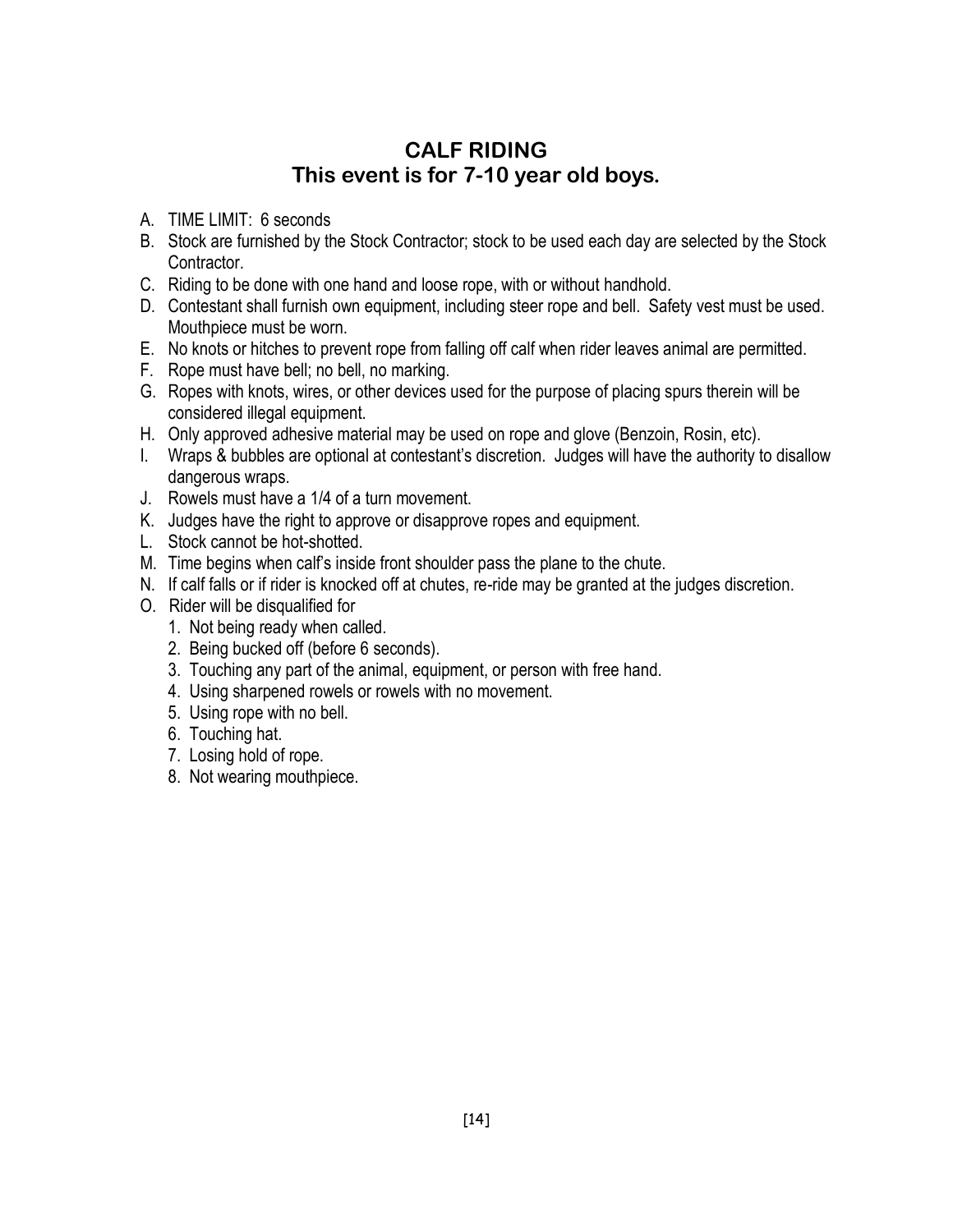## CALF RIDING
## This event is for 7-10 year old boys.

A. TIME LIMIT: 6 seconds
B. Stock are furnished by the Stock Contractor; stock to be used each day are selected by the Stock Contractor.
C. Riding to be done with one hand and loose rope, with or without handhold.
D. Contestant shall furnish own equipment, including steer rope and bell. Safety vest must be used. Mouthpiece must be worn.
E. No knots or hitches to prevent rope from falling off calf when rider leaves animal are permitted.
F. Rope must have bell; no bell, no marking.
G. Ropes with knots, wires, or other devices used for the purpose of placing spurs therein will be considered illegal equipment.
H. Only approved adhesive material may be used on rope and glove (Benzoin, Rosin, etc).
I. Wraps & bubbles are optional at contestant's discretion. Judges will have the authority to disallow dangerous wraps.
J. Rowels must have a 1/4 of a turn movement.
K. Judges have the right to approve or disapprove ropes and equipment.
L. Stock cannot be hot-shotted.
M. Time begins when calf's inside front shoulder pass the plane to the chute.
N. If calf falls or if rider is knocked off at chutes, re-ride may be granted at the judges discretion.
O. Rider will be disqualified for
   1. Not being ready when called.
   2. Being bucked off (before 6 seconds).
   3. Touching any part of the animal, equipment, or person with free hand.
   4. Using sharpened rowels or rowels with no movement.
   5. Using rope with no bell.
   6. Touching hat.
   7. Losing hold of rope.
   8. Not wearing mouthpiece.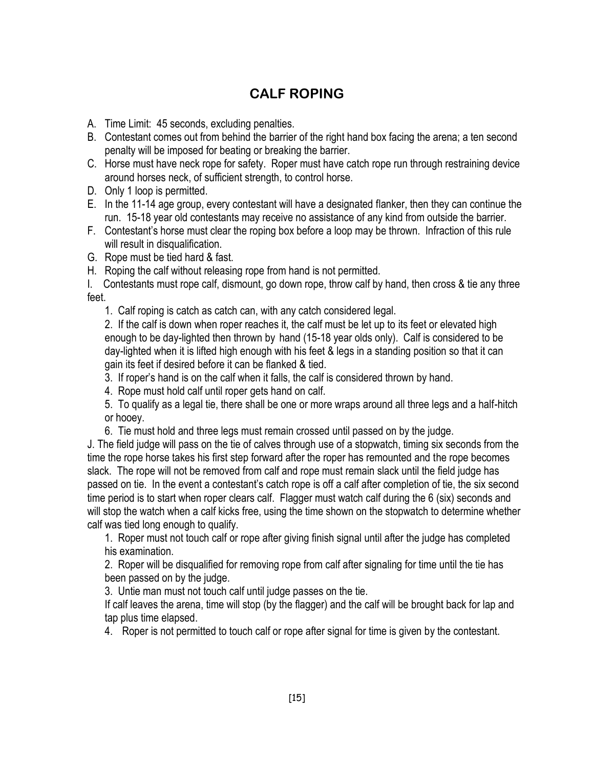# CALF ROPING

A. Time Limit: 45 seconds, excluding penalties.
B. Contestant comes out from behind the barrier of the right hand box facing the arena; a ten second penalty will be imposed for beating or breaking the barrier.
C. Horse must have neck rope for safety. Roper must have catch rope run through restraining device around horses neck, of sufficient strength, to control horse.
D. Only 1 loop is permitted.
E. In the 11-14 age group, every contestant will have a designated flanker, then they can continue the run. 15-18 year old contestants may receive no assistance of any kind from outside the barrier.
F. Contestant's horse must clear the roping box before a loop may be thrown. Infraction of this rule will result in disqualification.
G. Rope must be tied hard & fast.
H. Roping the calf without releasing rope from hand is not permitted.
I. Contestants must rope calf, dismount, go down rope, throw calf by hand, then cross & tie any three feet.

1. Calf roping is catch as catch can, with any catch considered legal.
2. If the calf is down when roper reaches it, the calf must be let up to its feet or elevated high enough to be day-lighted then thrown by hand (15-18 year olds only). Calf is considered to be day-lighted when it is lifted high enough with his feet & legs in a standing position so that it can gain its feet if desired before it can be flanked & tied.
3. If roper's hand is on the calf when it falls, the calf is considered thrown by hand.
4. Rope must hold calf until roper gets hand on calf.
5. To qualify as a legal tie, there shall be one or more wraps around all three legs and a half-hitch or hooey.
6. Tie must hold and three legs must remain crossed until passed on by the judge.

J. The field judge will pass on the tie of calves through use of a stopwatch, timing six seconds from the time the rope horse takes his first step forward after the roper has remounted and the rope becomes slack. The rope will not be removed from calf and rope must remain slack until the field judge has passed on tie. In the event a contestant's catch rope is off a calf after completion of tie, the six second time period is to start when roper clears calf. Flagger must watch calf during the 6 (six) seconds and will stop the watch when a calf kicks free, using the time shown on the stopwatch to determine whether calf was tied long enough to qualify.

1. Roper must not touch calf or rope after giving finish signal until after the judge has completed his examination.
2. Roper will be disqualified for removing rope from calf after signaling for time until the tie has been passed on by the judge.
3. Untie man must not touch calf until judge passes on the tie.

   If calf leaves the arena, time will stop (by the flagger) and the calf will be brought back for lap and tap plus time elapsed.
4. Roper is not permitted to touch calf or rope after signal for time is given by the contestant.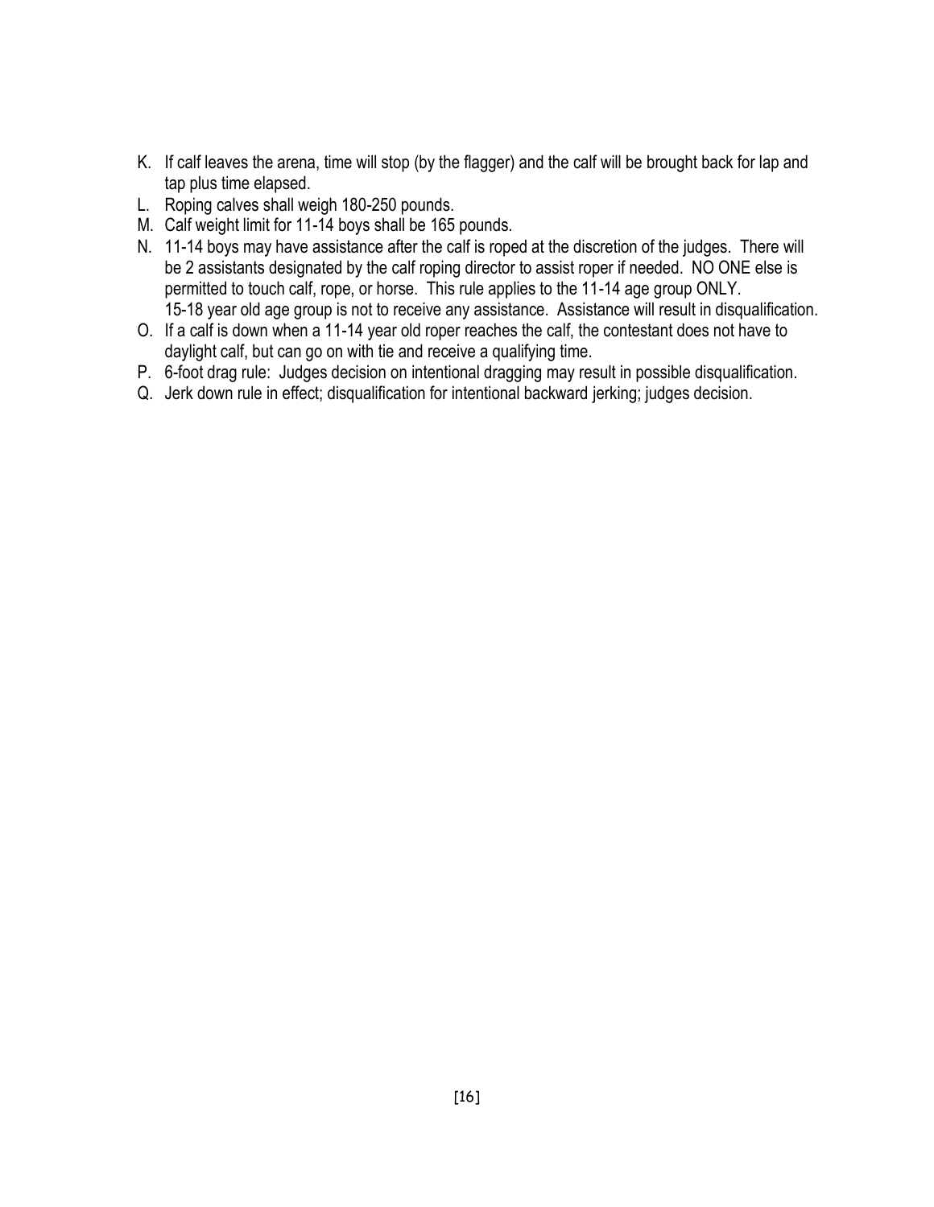K. If calf leaves the arena, time will stop (by the flagger) and the calf will be brought back for lap and tap plus time elapsed.
L. Roping calves shall weigh 180-250 pounds.
M. Calf weight limit for 11-14 boys shall be 165 pounds.
N. 11-14 boys may have assistance after the calf is roped at the discretion of the judges. There will be 2 assistants designated by the calf roping director to assist roper if needed. NO ONE else is permitted to touch calf, rope, or horse. This rule applies to the 11-14 age group ONLY. 15-18 year old age group is not to receive any assistance. Assistance will result in disqualification.
O. If a calf is down when a 11-14 year old roper reaches the calf, the contestant does not have to daylight calf, but can go on with tie and receive a qualifying time.
P. 6-foot drag rule: Judges decision on intentional dragging may result in possible disqualification.
Q. Jerk down rule in effect; disqualification for intentional backward jerking; judges decision.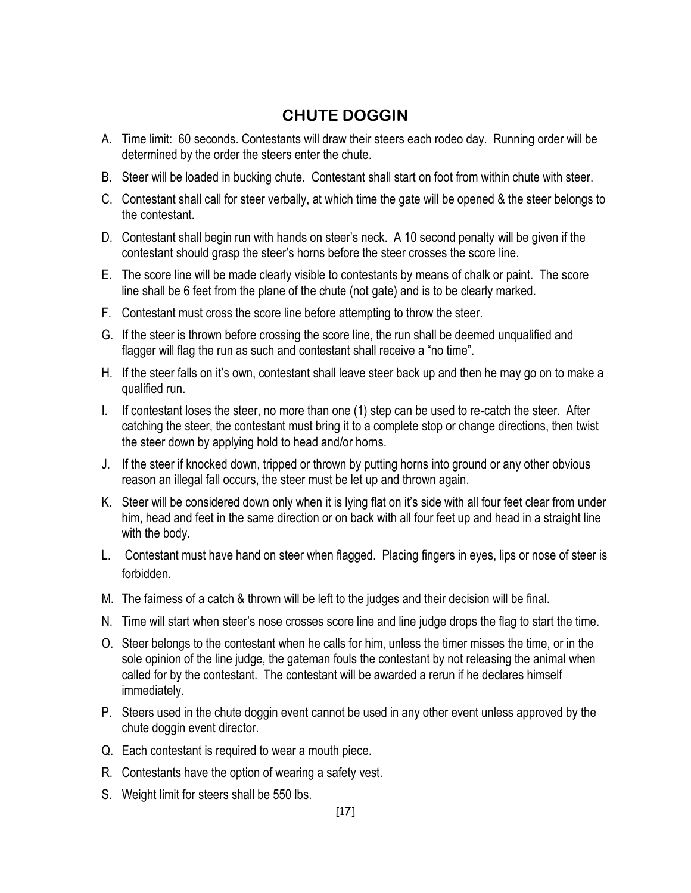## CHUTE DOGGIN

A. Time limit: 60 seconds. Contestants will draw their steers each rodeo day. Running order will be determined by the order the steers enter the chute.

B. Steer will be loaded in bucking chute. Contestant shall start on foot from within chute with steer.

C. Contestant shall call for steer verbally, at which time the gate will be opened & the steer belongs to the contestant.

D. Contestant shall begin run with hands on steer's neck. A 10 second penalty will be given if the contestant should grasp the steer's horns before the steer crosses the score line.

E. The score line will be made clearly visible to contestants by means of chalk or paint. The score line shall be 6 feet from the plane of the chute (not gate) and is to be clearly marked.

F. Contestant must cross the score line before attempting to throw the steer.

G. If the steer is thrown before crossing the score line, the run shall be deemed unqualified and flagger will flag the run as such and contestant shall receive a "no time".

H. If the steer falls on it's own, contestant shall leave steer back up and then he may go on to make a qualified run.

I. If contestant loses the steer, no more than one (1) step can be used to re-catch the steer. After catching the steer, the contestant must bring it to a complete stop or change directions, then twist the steer down by applying hold to head and/or horns.

J. If the steer if knocked down, tripped or thrown by putting horns into ground or any other obvious reason an illegal fall occurs, the steer must be let up and thrown again.

K. Steer will be considered down only when it is lying flat on it's side with all four feet clear from under him, head and feet in the same direction or on back with all four feet up and head in a straight line with the body.

L. Contestant must have hand on steer when flagged. Placing fingers in eyes, lips or nose of steer is forbidden.

M. The fairness of a catch & thrown will be left to the judges and their decision will be final.

N. Time will start when steer's nose crosses score line and line judge drops the flag to start the time.

O. Steer belongs to the contestant when he calls for him, unless the timer misses the time, or in the sole opinion of the line judge, the gateman fouls the contestant by not releasing the animal when called for by the contestant. The contestant will be awarded a rerun if he declares himself immediately.

P. Steers used in the chute doggin event cannot be used in any other event unless approved by the chute doggin event director.

Q. Each contestant is required to wear a mouth piece.

R. Contestants have the option of wearing a safety vest.

S. Weight limit for steers shall be 550 lbs.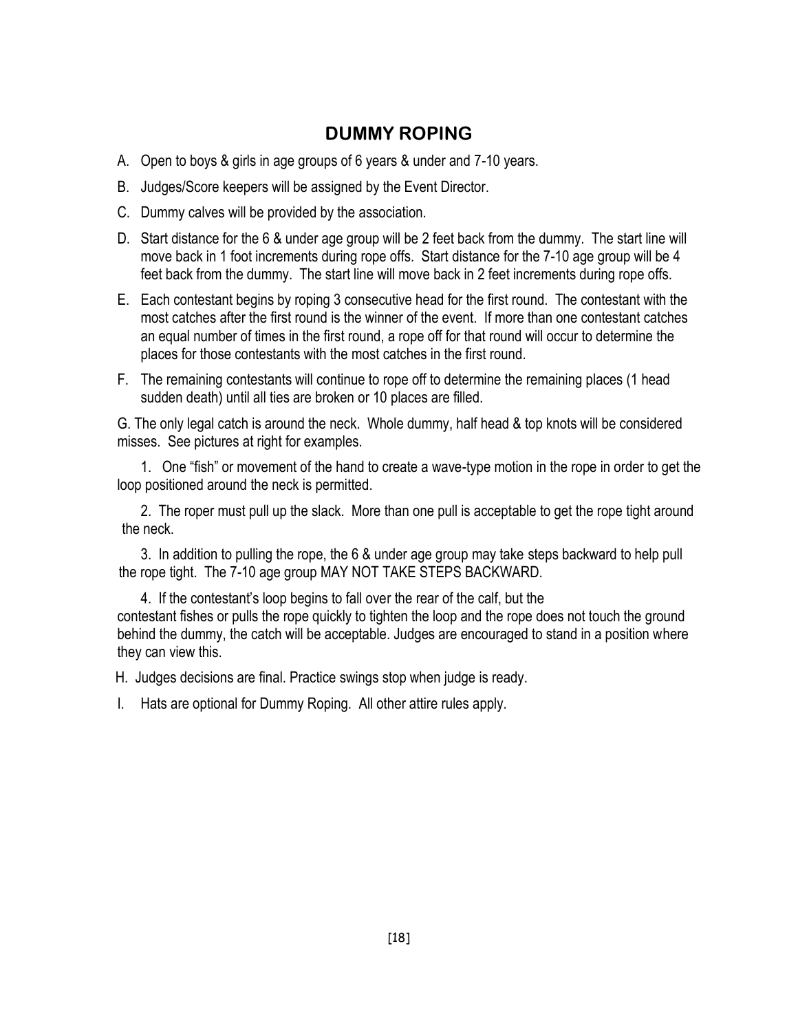# DUMMY ROPING

A. Open to boys & girls in age groups of 6 years & under and 7-10 years.

B. Judges/Score keepers will be assigned by the Event Director.

C. Dummy calves will be provided by the association.

D. Start distance for the 6 & under age group will be 2 feet back from the dummy. The start line will move back in 1 foot increments during rope offs. Start distance for the 7-10 age group will be 4 feet back from the dummy. The start line will move back in 2 feet increments during rope offs.

E. Each contestant begins by roping 3 consecutive head for the first round. The contestant with the most catches after the first round is the winner of the event. If more than one contestant catches an equal number of times in the first round, a rope off for that round will occur to determine the places for those contestants with the most catches in the first round.

F. The remaining contestants will continue to rope off to determine the remaining places (1 head sudden death) until all ties are broken or 10 places are filled.

G. The only legal catch is around the neck. Whole dummy, half head & top knots will be considered misses. See pictures at right for examples.

1. One "fish" or movement of the hand to create a wave-type motion in the rope in order to get the loop positioned around the neck is permitted.

2. The roper must pull up the slack. More than one pull is acceptable to get the rope tight around the neck.

3. In addition to pulling the rope, the 6 & under age group may take steps backward to help pull the rope tight. The 7-10 age group MAY NOT TAKE STEPS BACKWARD.

4. If the contestant's loop begins to fall over the rear of the calf, but the contestant fishes or pulls the rope quickly to tighten the loop and the rope does not touch the ground behind the dummy, the catch will be acceptable. Judges are encouraged to stand in a position where they can view this.

H. Judges decisions are final. Practice swings stop when judge is ready.

I. Hats are optional for Dummy Roping. All other attire rules apply.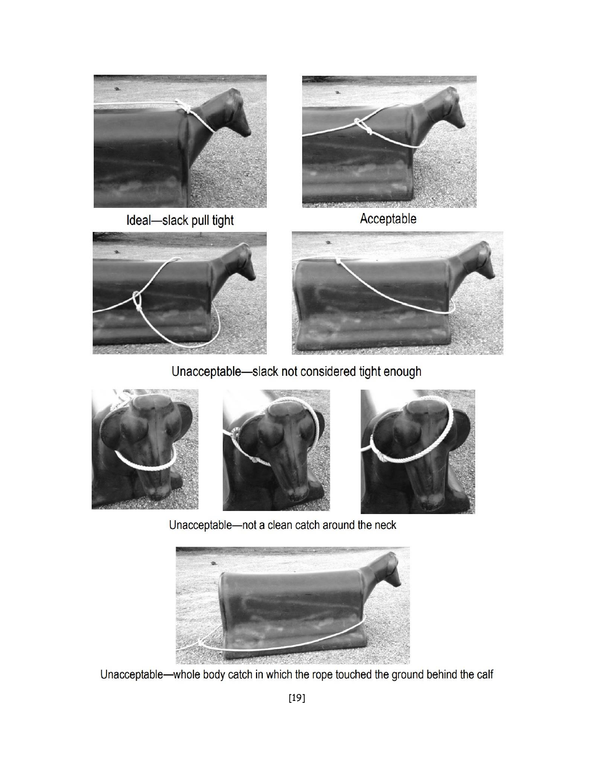Ideal—slack pull tight

Acceptable

Unacceptable—slack not considered tight enough

Unacceptable—not a clean catch around the neck

Unacceptable—whole body catch in which the rope touched the ground behind the calf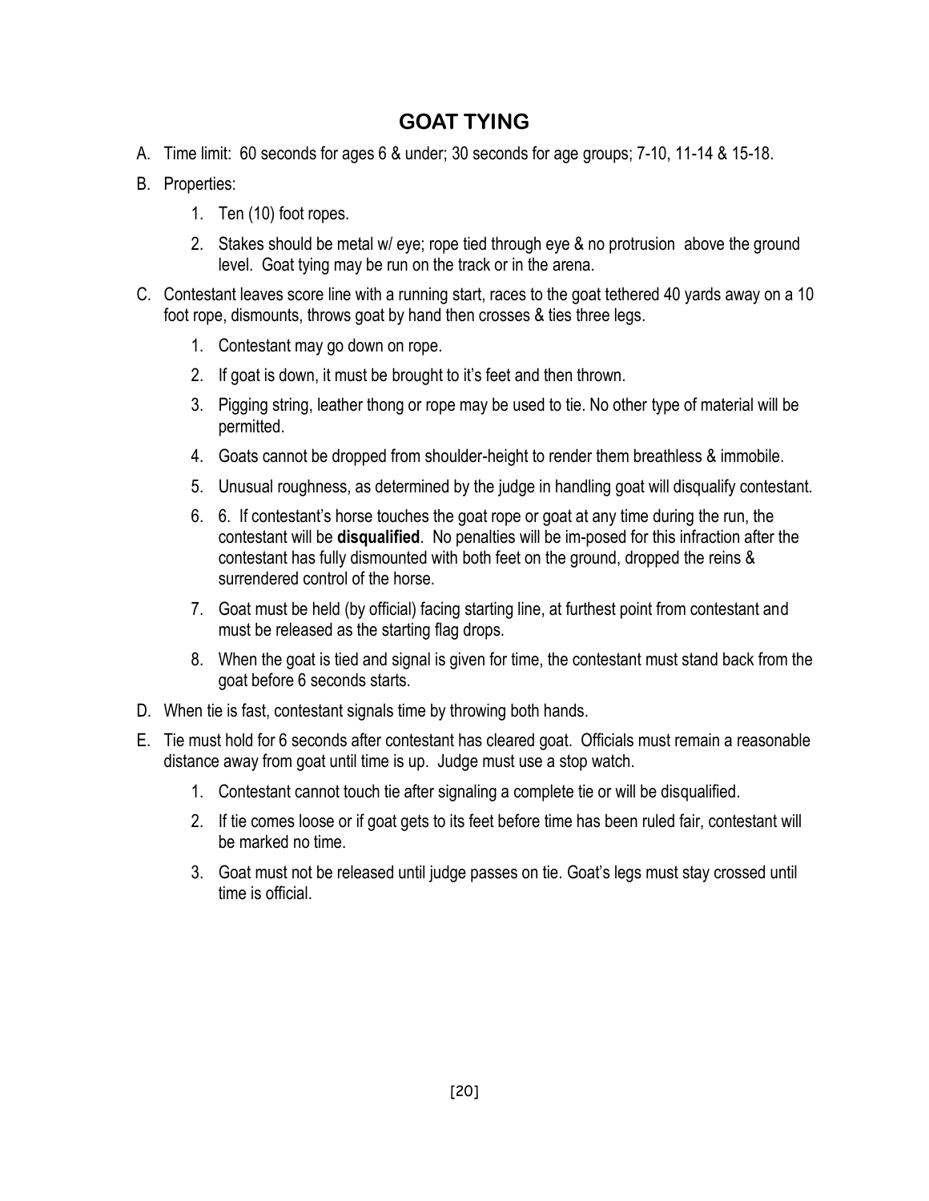# GOAT TYING

A. Time limit: 60 seconds for ages 6 & under; 30 seconds for age groups; 7-10, 11-14 & 15-18.

B. Properties:

   1. Ten (10) foot ropes.
   2. Stakes should be metal w/ eye; rope tied through eye & no protrusion above the ground level. Goat tying may be run on the track or in the arena.

C. Contestant leaves score line with a running start, races to the goat tethered 40 yards away on a 10 foot rope, dismounts, throws goat by hand then crosses & ties three legs.

   1. Contestant may go down on rope.
   2. If goat is down, it must be brought to it's feet and then thrown.
   3. Pigging string, leather thong or rope may be used to tie. No other type of material will be permitted.
   4. Goats cannot be dropped from shoulder-height to render them breathless & immobile.
   5. Unusual roughness, as determined by the judge in handling goat will disqualify contestant.
   6. 6. If contestant's horse touches the goat rope or goat at any time during the run, the contestant will be **disqualified**. No penalties will be im-posed for this infraction after the contestant has fully dismounted with both feet on the ground, dropped the reins & surrendered control of the horse.
   7. Goat must be held (by official) facing starting line, at furthest point from contestant and must be released as the starting flag drops.
   8. When the goat is tied and signal is given for time, the contestant must stand back from the goat before 6 seconds starts.

D. When tie is fast, contestant signals time by throwing both hands.

E. Tie must hold for 6 seconds after contestant has cleared goat. Officials must remain a reasonable distance away from goat until time is up. Judge must use a stop watch.

   1. Contestant cannot touch tie after signaling a complete tie or will be disqualified.
   2. If tie comes loose or if goat gets to its feet before time has been ruled fair, contestant will be marked no time.
   3. Goat must not be released until judge passes on tie. Goat's legs must stay crossed until time is official.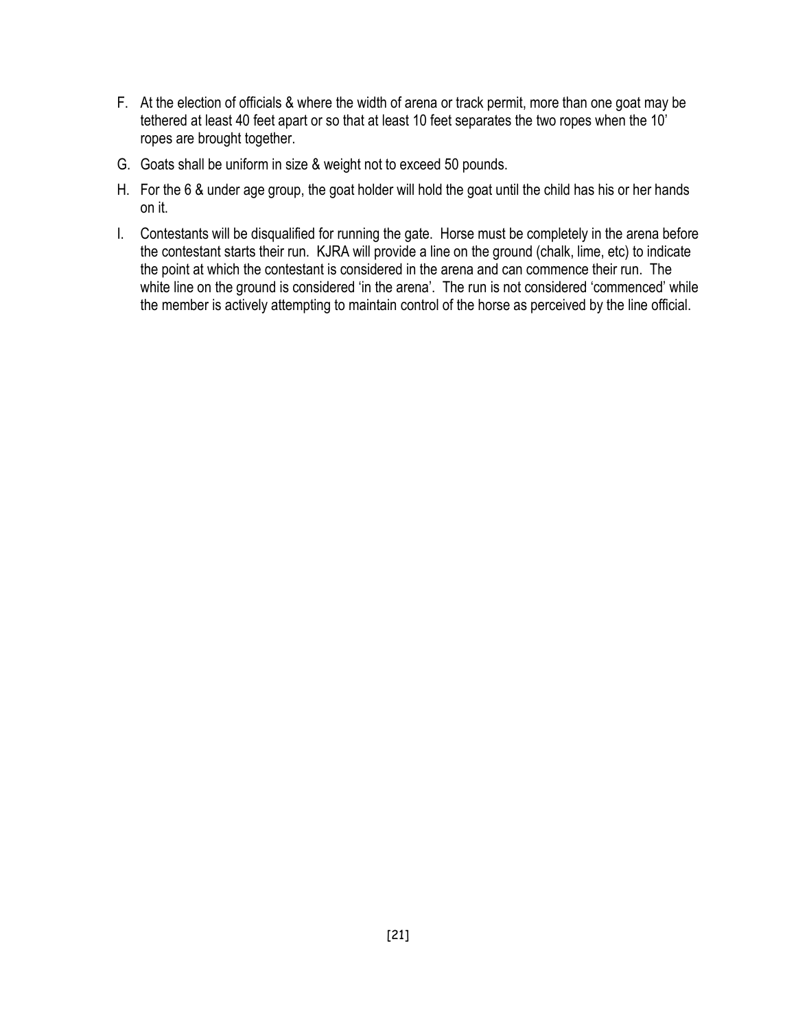F. At the election of officials & where the width of arena or track permit, more than one goat may be tethered at least 40 feet apart or so that at least 10 feet separates the two ropes when the 10' ropes are brought together.

G. Goats shall be uniform in size & weight not to exceed 50 pounds.

H. For the 6 & under age group, the goat holder will hold the goat until the child has his or her hands on it.

I. Contestants will be disqualified for running the gate. Horse must be completely in the arena before the contestant starts their run. KJRA will provide a line on the ground (chalk, lime, etc) to indicate the point at which the contestant is considered in the arena and can commence their run. The white line on the ground is considered 'in the arena'. The run is not considered 'commenced' while the member is actively attempting to maintain control of the horse as perceived by the line official.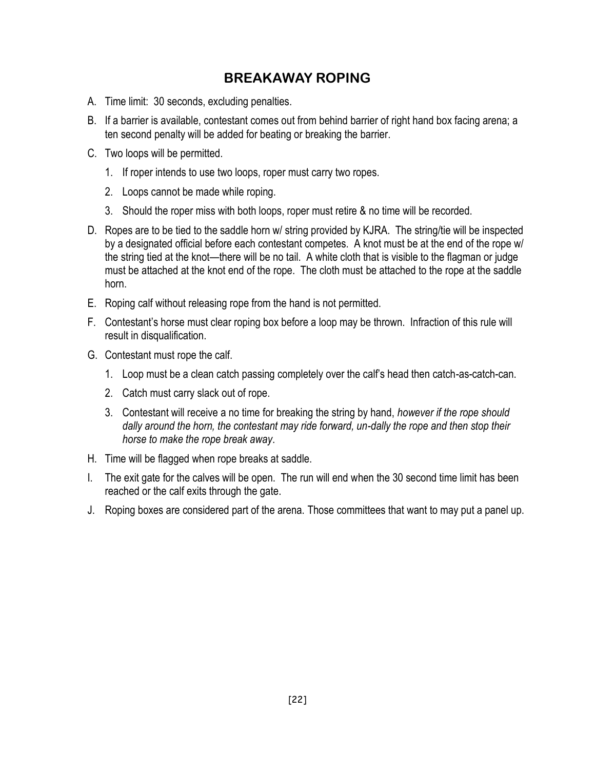## BREAKAWAY ROPING

A. Time limit: 30 seconds, excluding penalties.

B. If a barrier is available, contestant comes out from behind barrier of right hand box facing arena; a ten second penalty will be added for beating or breaking the barrier.

C. Two loops will be permitted.

   1. If roper intends to use two loops, roper must carry two ropes.

   2. Loops cannot be made while roping.

   3. Should the roper miss with both loops, roper must retire & no time will be recorded.

D. Ropes are to be tied to the saddle horn w/ string provided by KJRA. The string/tie will be inspected by a designated official before each contestant competes. A knot must be at the end of the rope w/ the string tied at the knot—there will be no tail. A white cloth that is visible to the flagman or judge must be attached at the knot end of the rope. The cloth must be attached to the rope at the saddle horn.

E. Roping calf without releasing rope from the hand is not permitted.

F. Contestant's horse must clear roping box before a loop may be thrown. Infraction of this rule will result in disqualification.

G. Contestant must rope the calf.

   1. Loop must be a clean catch passing completely over the calf's head then catch-as-catch-can.

   2. Catch must carry slack out of rope.

   3. Contestant will receive a no time for breaking the string by hand, *however if the rope should dally around the horn, the contestant may ride forward, un-dally the rope and then stop their horse to make the rope break away*.

H. Time will be flagged when rope breaks at saddle.

I. The exit gate for the calves will be open. The run will end when the 30 second time limit has been reached or the calf exits through the gate.

J. Roping boxes are considered part of the arena. Those committees that want to may put a panel up.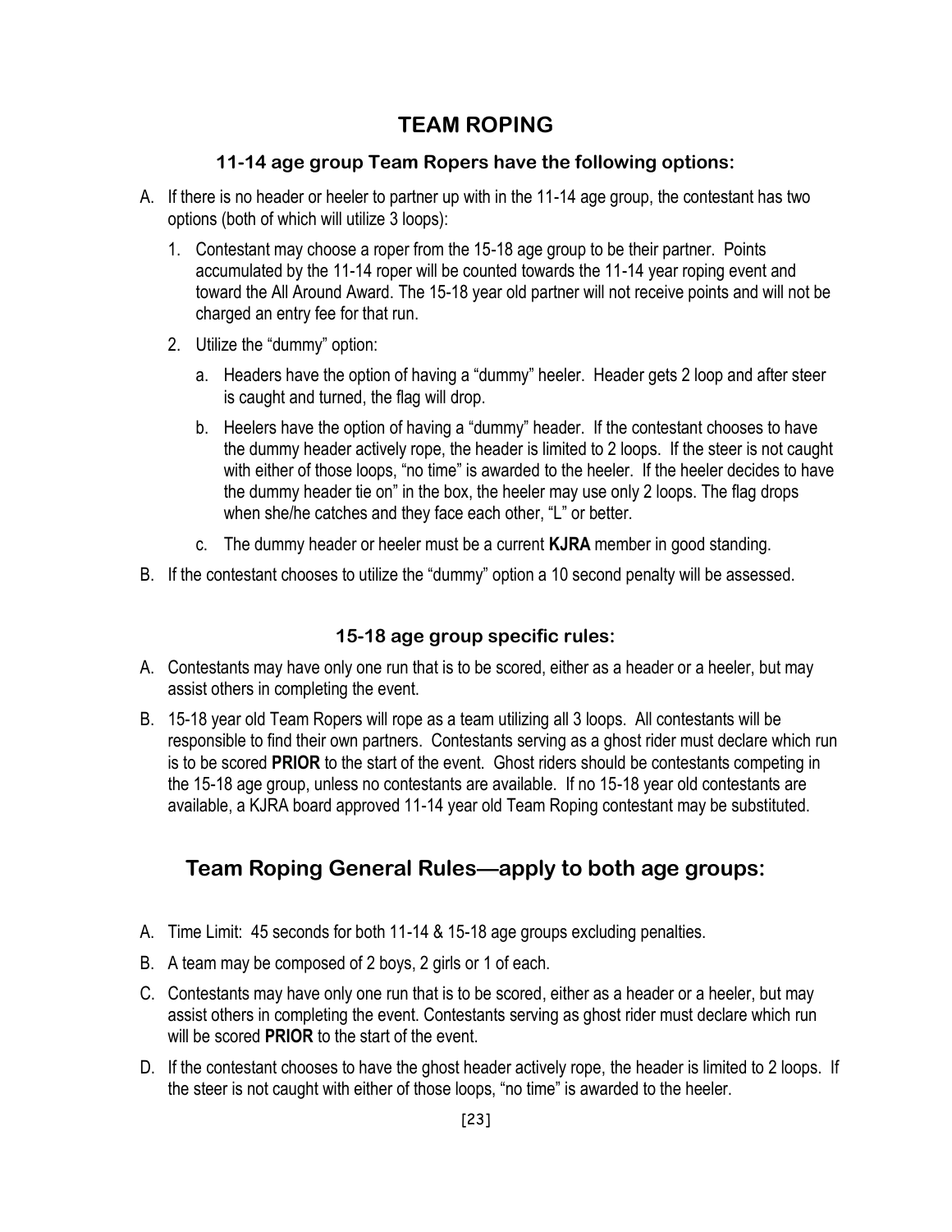# TEAM ROPING

### 11-14 age group Team Ropers have the following options:

A. If there is no header or heeler to partner up with in the 11-14 age group, the contestant has two options (both of which will utilize 3 loops):

   1. Contestant may choose a roper from the 15-18 age group to be their partner. Points accumulated by the 11-14 roper will be counted towards the 11-14 year roping event and toward the All Around Award. The 15-18 year old partner will not receive points and will not be charged an entry fee for that run.

   2. Utilize the "dummy" option:

      a. Headers have the option of having a "dummy" heeler. Header gets 2 loop and after steer is caught and turned, the flag will drop.

      b. Heelers have the option of having a "dummy" header. If the contestant chooses to have the dummy header actively rope, the header is limited to 2 loops. If the steer is not caught with either of those loops, "no time" is awarded to the heeler. If the heeler decides to have the dummy header tie on" in the box, the heeler may use only 2 loops. The flag drops when she/he catches and they face each other, "L" or better.

      c. The dummy header or heeler must be a current **KJRA** member in good standing.

B. If the contestant chooses to utilize the "dummy" option a 10 second penalty will be assessed.

### 15-18 age group specific rules:

A. Contestants may have only one run that is to be scored, either as a header or a heeler, but may assist others in completing the event.

B. 15-18 year old Team Ropers will rope as a team utilizing all 3 loops. All contestants will be responsible to find their own partners. Contestants serving as a ghost rider must declare which run is to be scored **PRIOR** to the start of the event. Ghost riders should be contestants competing in the 15-18 age group, unless no contestants are available. If no 15-18 year old contestants are available, a KJRA board approved 11-14 year old Team Roping contestant may be substituted.

## Team Roping General Rules—apply to both age groups:

A. Time Limit: 45 seconds for both 11-14 & 15-18 age groups excluding penalties.

B. A team may be composed of 2 boys, 2 girls or 1 of each.

C. Contestants may have only one run that is to be scored, either as a header or a heeler, but may assist others in completing the event. Contestants serving as ghost rider must declare which run will be scored **PRIOR** to the start of the event.

D. If the contestant chooses to have the ghost header actively rope, the header is limited to 2 loops. If the steer is not caught with either of those loops, "no time" is awarded to the heeler.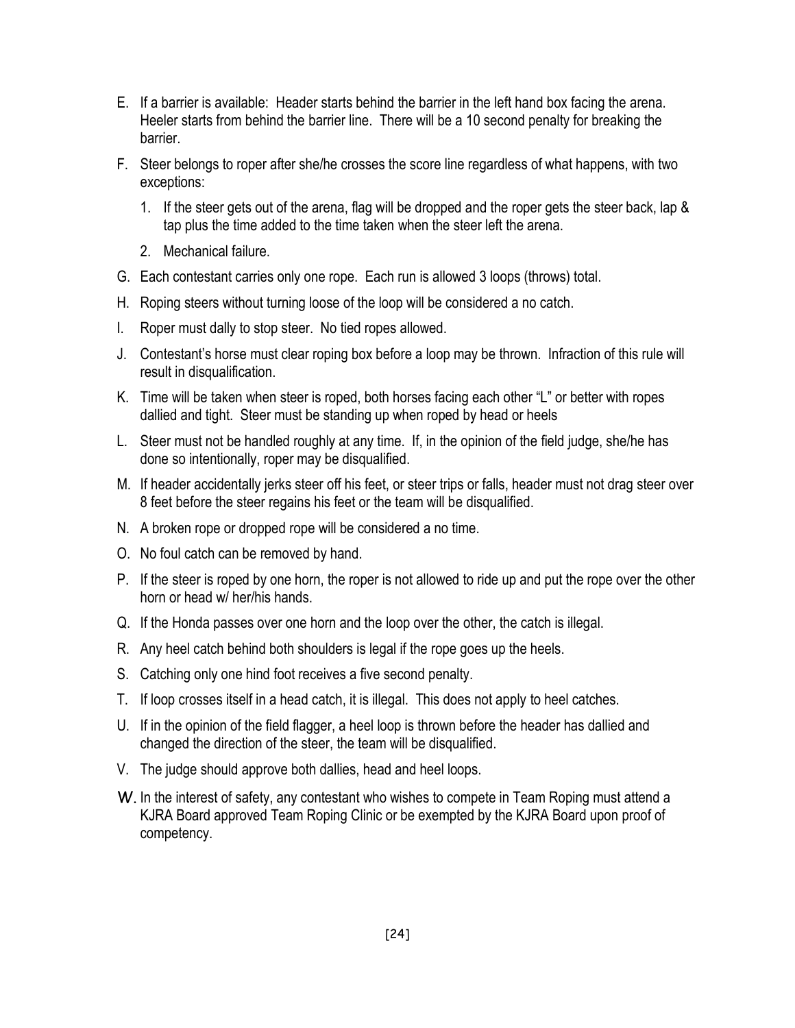E. If a barrier is available: Header starts behind the barrier in the left hand box facing the arena. Heeler starts from behind the barrier line. There will be a 10 second penalty for breaking the barrier.

F. Steer belongs to roper after she/he crosses the score line regardless of what happens, with two exceptions:

   1. If the steer gets out of the arena, flag will be dropped and the roper gets the steer back, lap & tap plus the time added to the time taken when the steer left the arena.

   2. Mechanical failure.

G. Each contestant carries only one rope. Each run is allowed 3 loops (throws) total.

H. Roping steers without turning loose of the loop will be considered a no catch.

I. Roper must dally to stop steer. No tied ropes allowed.

J. Contestant's horse must clear roping box before a loop may be thrown. Infraction of this rule will result in disqualification.

K. Time will be taken when steer is roped, both horses facing each other "L" or better with ropes dallied and tight. Steer must be standing up when roped by head or heels

L. Steer must not be handled roughly at any time. If, in the opinion of the field judge, she/he has done so intentionally, roper may be disqualified.

M. If header accidentally jerks steer off his feet, or steer trips or falls, header must not drag steer over 8 feet before the steer regains his feet or the team will be disqualified.

N. A broken rope or dropped rope will be considered a no time.

O. No foul catch can be removed by hand.

P. If the steer is roped by one horn, the roper is not allowed to ride up and put the rope over the other horn or head w/ her/his hands.

Q. If the Honda passes over one horn and the loop over the other, the catch is illegal.

R. Any heel catch behind both shoulders is legal if the rope goes up the heels.

S. Catching only one hind foot receives a five second penalty.

T. If loop crosses itself in a head catch, it is illegal. This does not apply to heel catches.

U. If in the opinion of the field flagger, a heel loop is thrown before the header has dallied and changed the direction of the steer, the team will be disqualified.

V. The judge should approve both dallies, head and heel loops.

W. In the interest of safety, any contestant who wishes to compete in Team Roping must attend a KJRA Board approved Team Roping Clinic or be exempted by the KJRA Board upon proof of competency.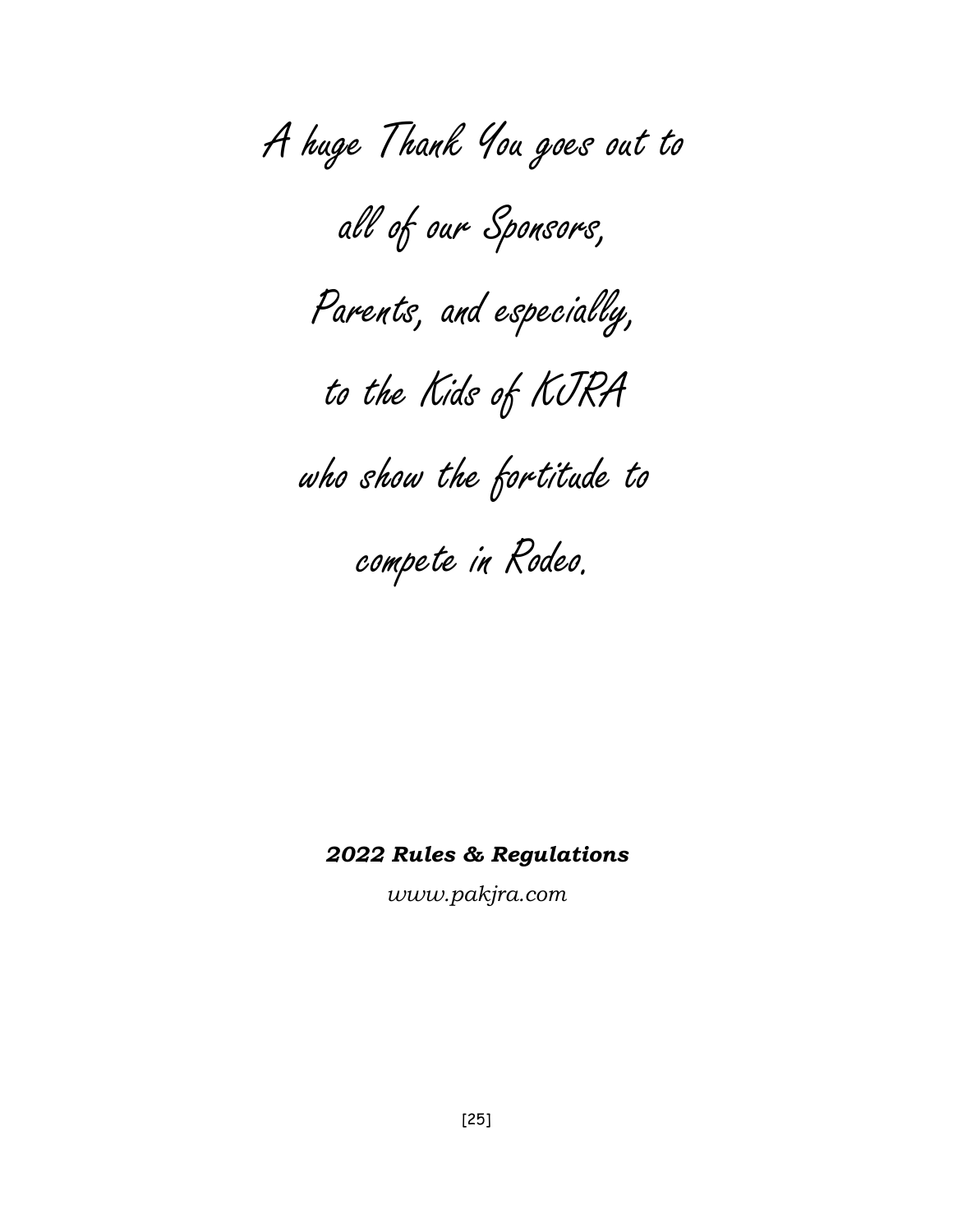A huge Thank You goes out to

all of our Sponsors,

Parents, and especially,

to the Kids of KJRA

who show the fortitude to

compete in Rodeo.

***2022 Rules & Regulations***

*www.pakjra.com*